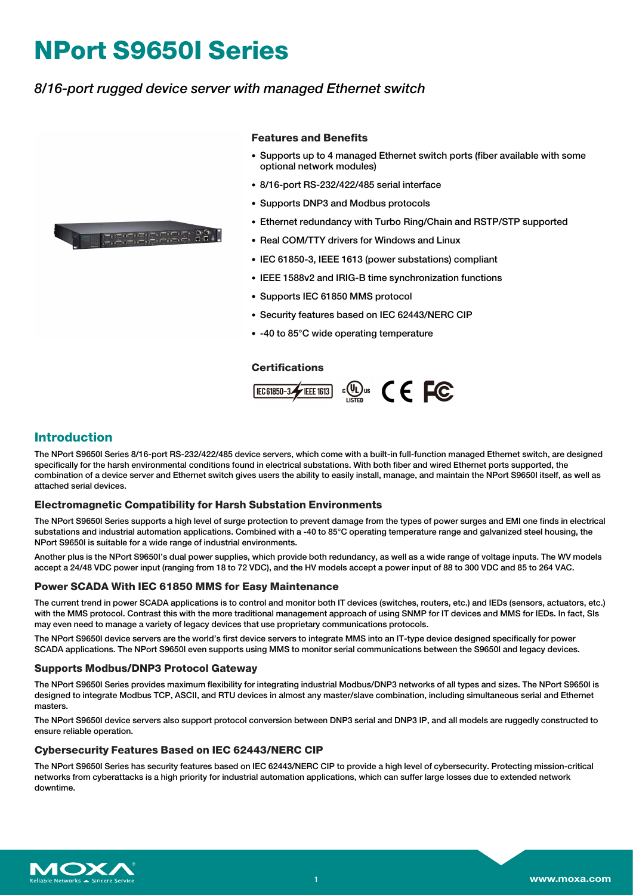# NPort S9650I Series

*8/16-port rugged device server with managed Ethernet switch*

### Features and Benefits

- Supports up to 4 managed Ethernet switch ports (fiber available with some optional network modules)
- 8/16-port RS-232/422/485 serial interface
- Supports DNP3 and Modbus protocols
- Ethernet redundancy with Turbo Ring/Chain and RSTP/STP supported
- Real COM/TTY drivers for Windows and Linux
- IEC 61850-3, IEEE 1613 (power substations) compliant
- IEEE 1588v2 and IRIG-B time synchronization functions
- Supports IEC 61850 MMS protocol
- Security features based on IEC 62443/NERC CIP
- -40 to 85°C wide operating temperature

### Certifications

## Introduction

The NPort S9650I Series 8/16-port RS-232/422/485 device servers, which come with a built-in full-function managed Ethernet switch, are designed specifically for the harsh environmental conditions found in electrical substations. With both fiber and wired Ethernet ports supported, the combination of a device server and Ethernet switch gives users the ability to easily install, manage, and maintain the NPort S9650I itself, as well as attached serial devices.

### Electromagnetic Compatibility for Harsh Substation Environments

The NPort S9650I Series supports a high level of surge protection to prevent damage from the types of power surges and EMI one finds in electrical substations and industrial automation applications. Combined with a -40 to 85°C operating temperature range and galvanized steel housing, the NPort S9650I is suitable for a wide range of industrial environments.

Another plus is the NPort S9650I's dual power supplies, which provide both redundancy, as well as a wide range of voltage inputs. The WV models accept a 24/48 VDC power input (ranging from 18 to 72 VDC), and the HV models accept a power input of 88 to 300 VDC and 85 to 264 VAC.

### Power SCADA With IEC 61850 MMS for Easy Maintenance

The current trend in power SCADA applications is to control and monitor both IT devices (switches, routers, etc.) and IEDs (sensors, actuators, etc.) with the MMS protocol. Contrast this with the more traditional management approach of using SNMP for IT devices and MMS for IEDs. In fact, SIs may even need to manage a variety of legacy devices that use proprietary communications protocols.

The NPort S9650I device servers are the world's first device servers to integrate MMS into an IT-type device designed specifically for power SCADA applications. The NPort S9650I even supports using MMS to monitor serial communications between the S9650I and legacy devices.

### Supports Modbus/DNP3 Protocol Gateway

The NPort S9650I Series provides maximum flexibility for integrating industrial Modbus/DNP3 networks of all types and sizes. The NPort S9650I is designed to integrate Modbus TCP, ASCII, and RTU devices in almost any master/slave combination, including simultaneous serial and Ethernet masters.

The NPort S9650I device servers also support protocol conversion between DNP3 serial and DNP3 IP, and all models are ruggedly constructed to ensure reliable operation.

### Cybersecurity Features Based on IEC 62443/NERC CIP

The NPort S9650I Series has security features based on IEC 62443/NERC CIP to provide a high level of cybersecurity. Protecting mission-critical networks from cyberattacks is a high priority for industrial automation applications, which can suffer large losses due to extended network downtime.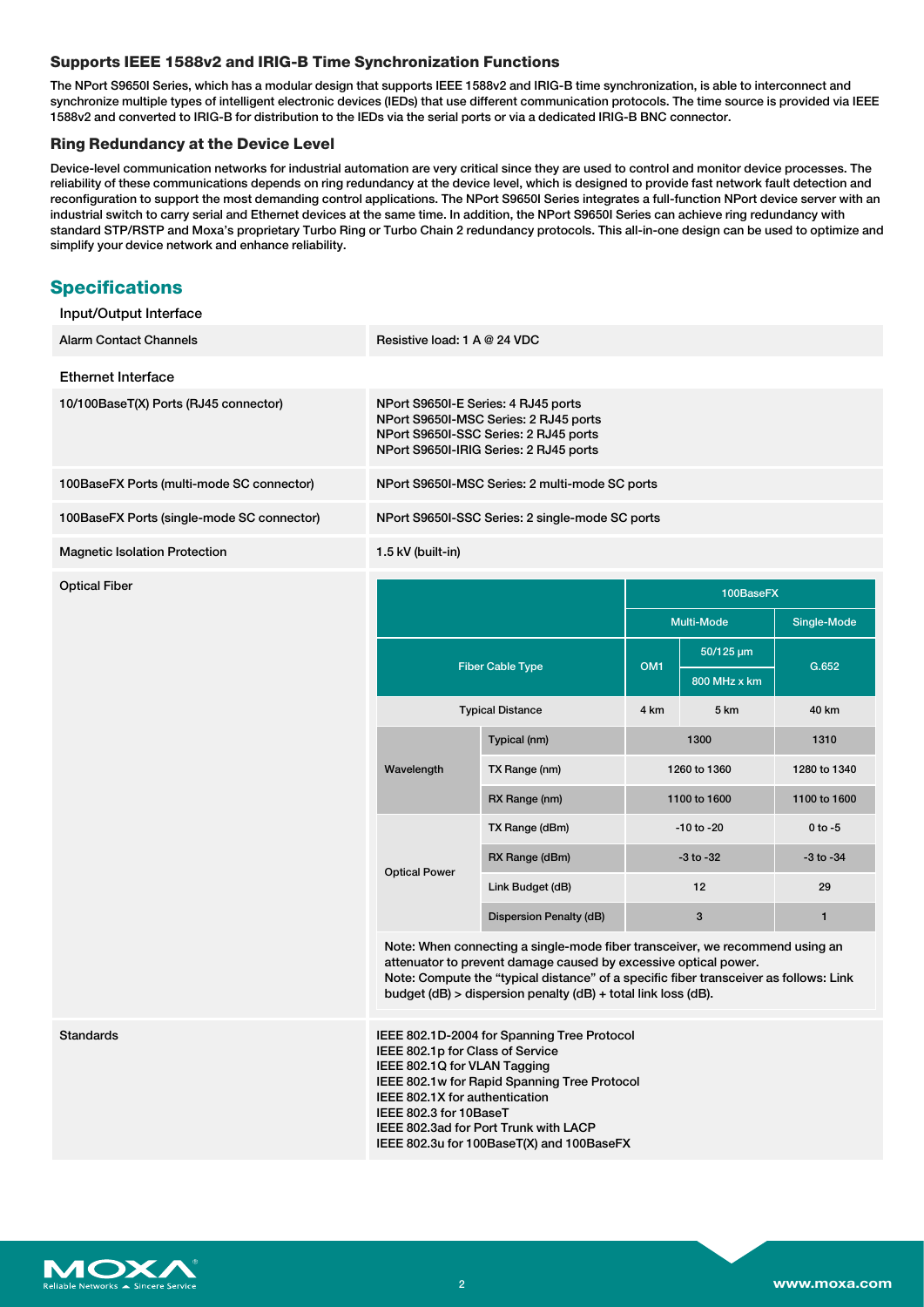### Supports IEEE 1588v2 and IRIG-B Time Synchronization Functions

The NPort S9650I Series, which has a modular design that supports IEEE 1588v2 and IRIG-B time synchronization, is able to interconnect and synchronize multiple types of intelligent electronic devices (IEDs) that use different communication protocols. The time source is provided via IEEE 1588v2 and converted to IRIG-B for distribution to the IEDs via the serial ports or via a dedicated IRIG-B BNC connector.

### Ring Redundancy at the Device Level

Device-level communication networks for industrial automation are very critical since they are used to control and monitor device processes. The reliability of these communications depends on ring redundancy at the device level, which is designed to provide fast network fault detection and reconfiguration to support the most demanding control applications. The NPort S9650I Series integrates a full-function NPort device server with an industrial switch to carry serial and Ethernet devices at the same time. In addition, the NPort S9650I Series can achieve ring redundancy with standard STP/RSTP and Moxa's proprietary Turbo Ring or Turbo Chain 2 redundancy protocols. This all-in-one design can be used to optimize and simplify your device network and enhance reliability.

## Specifications

#### Input/Output Interface

| | |
|---|---|
| Alarm Contact Channels | Resistive load: 1 A @ 24 VDC |

#### Ethernet Interface

| | |
|---|---|
| 10/100BaseT(X) Ports (RJ45 connector) | NPort S9650I-E Series: 4 RJ45 ports<br>NPort S9650I-MSC Series: 2 RJ45 ports<br>NPort S9650I-SSC Series: 2 RJ45 ports<br>NPort S9650I-IRIG Series: 2 RJ45 ports |
| 100BaseFX Ports (multi-mode SC connector) | NPort S9650I-MSC Series: 2 multi-mode SC ports |
| 100BaseFX Ports (single-mode SC connector) | NPort S9650I-SSC Series: 2 single-mode SC ports |
| Magnetic Isolation Protection | 1.5 kV (built-in) |
| Optical Fiber | (see table below) |

**Optical Fiber**

| | | 100BaseFX | | |
|---|---|---|---|---|
| | | Multi-Mode | | Single-Mode |
| Fiber Cable Type | | OM1 | 50/125 µm 800 MHz x km | G.652 |
| Typical Distance | | 4 km | 5 km | 40 km |
| Wavelength | Typical (nm) | 1300 | | 1310 |
| | TX Range (nm) | 1260 to 1360 | | 1280 to 1340 |
| | RX Range (nm) | 1100 to 1600 | | 1100 to 1600 |
| Optical Power | TX Range (dBm) | -10 to -20 | | 0 to -5 |
| | RX Range (dBm) | -3 to -32 | | -3 to -34 |
| | Link Budget (dB) | 12 | | 29 |
| | Dispersion Penalty (dB) | 3 | | 1 |

Note: When connecting a single-mode fiber transceiver, we recommend using an attenuator to prevent damage caused by excessive optical power.
Note: Compute the "typical distance" of a specific fiber transceiver as follows: Link budget (dB) > dispersion penalty (dB) + total link loss (dB).

| | |
|---|---|
| Standards | IEEE 802.1D-2004 for Spanning Tree Protocol<br>IEEE 802.1p for Class of Service<br>IEEE 802.1Q for VLAN Tagging<br>IEEE 802.1w for Rapid Spanning Tree Protocol<br>IEEE 802.1X for authentication<br>IEEE 802.3 for 10BaseT<br>IEEE 802.3ad for Port Trunk with LACP<br>IEEE 802.3u for 100BaseT(X) and 100BaseFX |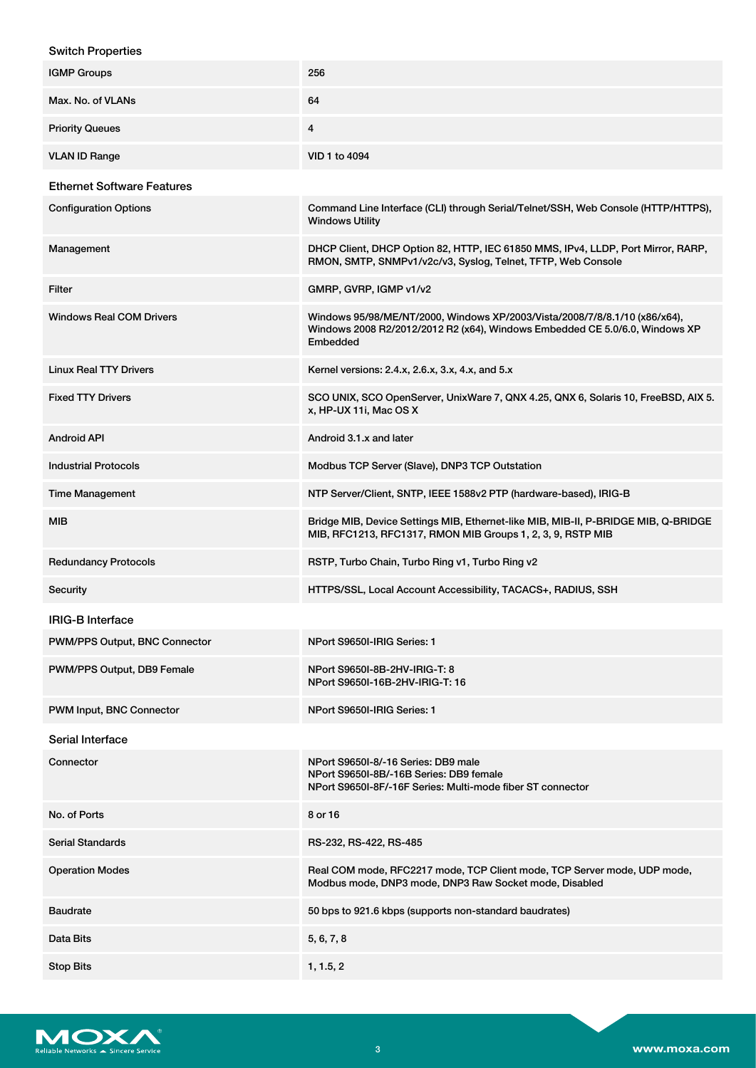## Switch Properties

| | |
|---|---|
| IGMP Groups | 256 |
| Max. No. of VLANs | 64 |
| Priority Queues | 4 |
| VLAN ID Range | VID 1 to 4094 |

## Ethernet Software Features

| | |
|---|---|
| Configuration Options | Command Line Interface (CLI) through Serial/Telnet/SSH, Web Console (HTTP/HTTPS), Windows Utility |
| Management | DHCP Client, DHCP Option 82, HTTP, IEC 61850 MMS, IPv4, LLDP, Port Mirror, RARP, RMON, SMTP, SNMPv1/v2c/v3, Syslog, Telnet, TFTP, Web Console |
| Filter | GMRP, GVRP, IGMP v1/v2 |
| Windows Real COM Drivers | Windows 95/98/ME/NT/2000, Windows XP/2003/Vista/2008/7/8/8.1/10 (x86/x64), Windows 2008 R2/2012/2012 R2 (x64), Windows Embedded CE 5.0/6.0, Windows XP Embedded |
| Linux Real TTY Drivers | Kernel versions: 2.4.x, 2.6.x, 3.x, 4.x, and 5.x |
| Fixed TTY Drivers | SCO UNIX, SCO OpenServer, UnixWare 7, QNX 4.25, QNX 6, Solaris 10, FreeBSD, AIX 5.x, HP-UX 11i, Mac OS X |
| Android API | Android 3.1.x and later |
| Industrial Protocols | Modbus TCP Server (Slave), DNP3 TCP Outstation |
| Time Management | NTP Server/Client, SNTP, IEEE 1588v2 PTP (hardware-based), IRIG-B |
| MIB | Bridge MIB, Device Settings MIB, Ethernet-like MIB, MIB-II, P-BRIDGE MIB, Q-BRIDGE MIB, RFC1213, RFC1317, RMON MIB Groups 1, 2, 3, 9, RSTP MIB |
| Redundancy Protocols | RSTP, Turbo Chain, Turbo Ring v1, Turbo Ring v2 |
| Security | HTTPS/SSL, Local Account Accessibility, TACACS+, RADIUS, SSH |

## IRIG-B Interface

| | |
|---|---|
| PWM/PPS Output, BNC Connector | NPort S9650I-IRIG Series: 1 |
| PWM/PPS Output, DB9 Female | NPort S9650I-8B-2HV-IRIG-T: 8<br>NPort S9650I-16B-2HV-IRIG-T: 16 |
| PWM Input, BNC Connector | NPort S9650I-IRIG Series: 1 |

## Serial Interface

| | |
|---|---|
| Connector | NPort S9650I-8/-16 Series: DB9 male<br>NPort S9650I-8B/-16B Series: DB9 female<br>NPort S9650I-8F/-16F Series: Multi-mode fiber ST connector |
| No. of Ports | 8 or 16 |
| Serial Standards | RS-232, RS-422, RS-485 |
| Operation Modes | Real COM mode, RFC2217 mode, TCP Client mode, TCP Server mode, UDP mode, Modbus mode, DNP3 mode, DNP3 Raw Socket mode, Disabled |
| Baudrate | 50 bps to 921.6 kbps (supports non-standard baudrates) |
| Data Bits | 5, 6, 7, 8 |
| Stop Bits | 1, 1.5, 2 |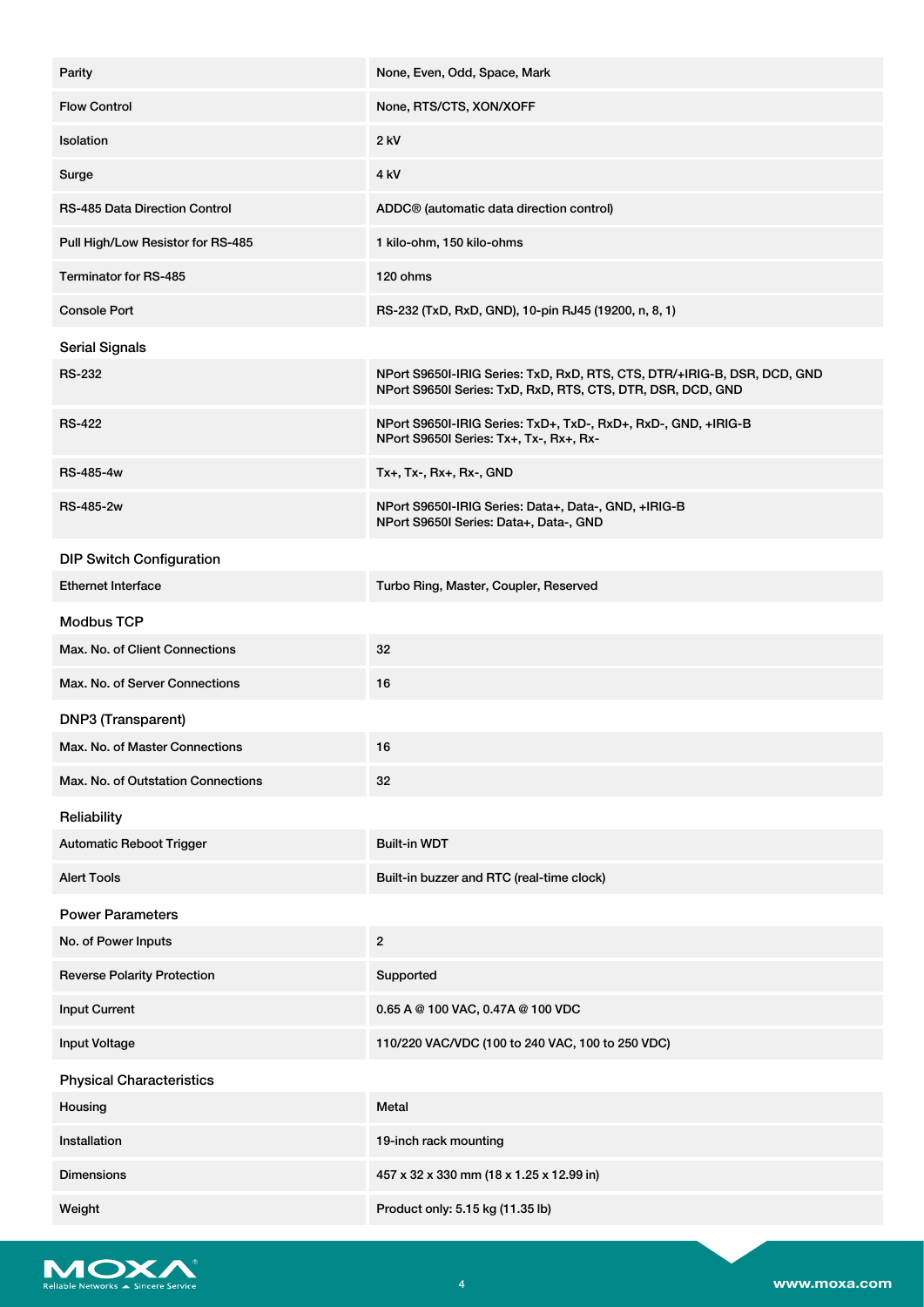| | |
|---|---|
| Parity | None, Even, Odd, Space, Mark |
| Flow Control | None, RTS/CTS, XON/XOFF |
| Isolation | 2 kV |
| Surge | 4 kV |
| RS-485 Data Direction Control | ADDC® (automatic data direction control) |
| Pull High/Low Resistor for RS-485 | 1 kilo-ohm, 150 kilo-ohms |
| Terminator for RS-485 | 120 ohms |
| Console Port | RS-232 (TxD, RxD, GND), 10-pin RJ45 (19200, n, 8, 1) |

### Serial Signals

| | |
|---|---|
| RS-232 | NPort S9650I-IRIG Series: TxD, RxD, RTS, CTS, DTR/+IRIG-B, DSR, DCD, GND<br>NPort S9650I Series: TxD, RxD, RTS, CTS, DTR, DSR, DCD, GND |
| RS-422 | NPort S9650I-IRIG Series: TxD+, TxD-, RxD+, RxD-, GND, +IRIG-B<br>NPort S9650I Series: Tx+, Tx-, Rx+, Rx- |
| RS-485-4w | Tx+, Tx-, Rx+, Rx-, GND |
| RS-485-2w | NPort S9650I-IRIG Series: Data+, Data-, GND, +IRIG-B<br>NPort S9650I Series: Data+, Data-, GND |

### DIP Switch Configuration

| | |
|---|---|
| Ethernet Interface | Turbo Ring, Master, Coupler, Reserved |

### Modbus TCP

| | |
|---|---|
| Max. No. of Client Connections | 32 |
| Max. No. of Server Connections | 16 |

### DNP3 (Transparent)

| | |
|---|---|
| Max. No. of Master Connections | 16 |
| Max. No. of Outstation Connections | 32 |

### Reliability

| | |
|---|---|
| Automatic Reboot Trigger | Built-in WDT |
| Alert Tools | Built-in buzzer and RTC (real-time clock) |

### Power Parameters

| | |
|---|---|
| No. of Power Inputs | 2 |
| Reverse Polarity Protection | Supported |
| Input Current | 0.65 A @ 100 VAC, 0.47A @ 100 VDC |
| Input Voltage | 110/220 VAC/VDC (100 to 240 VAC, 100 to 250 VDC) |

### Physical Characteristics

| | |
|---|---|
| Housing | Metal |
| Installation | 19-inch rack mounting |
| Dimensions | 457 x 32 x 330 mm (18 x 1.25 x 12.99 in) |
| Weight | Product only: 5.15 kg (11.35 lb) |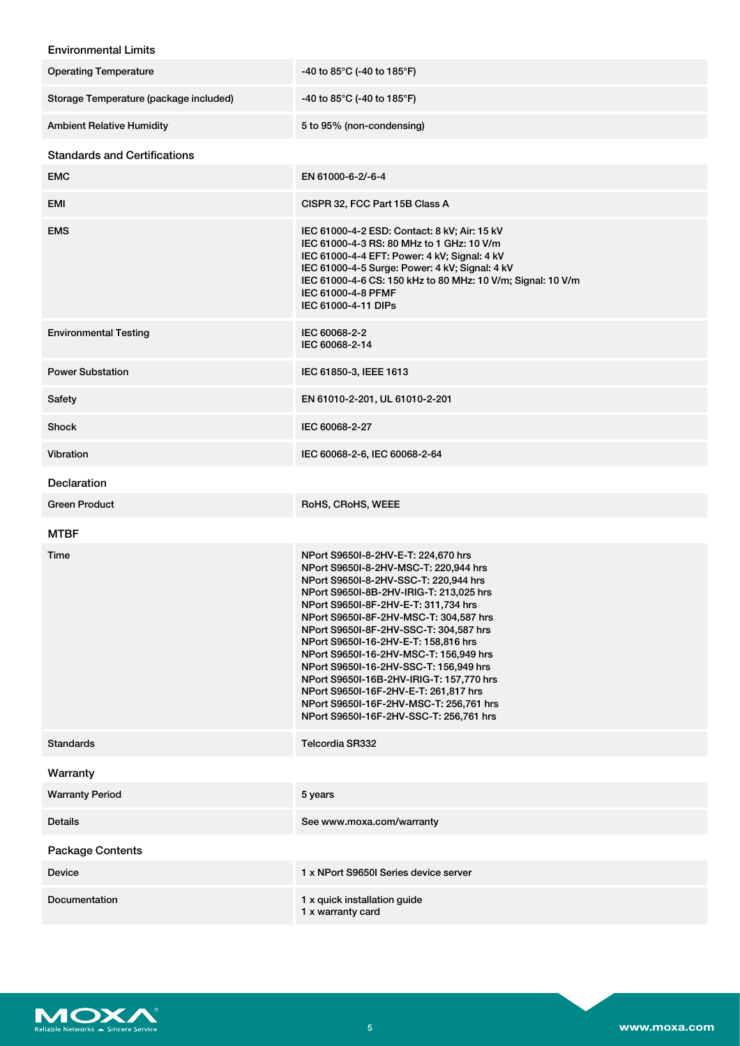### Environmental Limits

| | |
|---|---|
| Operating Temperature | -40 to 85°C (-40 to 185°F) |
| Storage Temperature (package included) | -40 to 85°C (-40 to 185°F) |
| Ambient Relative Humidity | 5 to 95% (non-condensing) |

### Standards and Certifications

| | |
|---|---|
| EMC | EN 61000-6-2/-6-4 |
| EMI | CISPR 32, FCC Part 15B Class A |
| EMS | IEC 61000-4-2 ESD: Contact: 8 kV; Air: 15 kV<br>IEC 61000-4-3 RS: 80 MHz to 1 GHz: 10 V/m<br>IEC 61000-4-4 EFT: Power: 4 kV; Signal: 4 kV<br>IEC 61000-4-5 Surge: Power: 4 kV; Signal: 4 kV<br>IEC 61000-4-6 CS: 150 kHz to 80 MHz: 10 V/m; Signal: 10 V/m<br>IEC 61000-4-8 PFMF<br>IEC 61000-4-11 DIPs |
| Environmental Testing | IEC 60068-2-2<br>IEC 60068-2-14 |
| Power Substation | IEC 61850-3, IEEE 1613 |
| Safety | EN 61010-2-201, UL 61010-2-201 |
| Shock | IEC 60068-2-27 |
| Vibration | IEC 60068-2-6, IEC 60068-2-64 |

### Declaration

| | |
|---|---|
| Green Product | RoHS, CRoHS, WEEE |

### MTBF

| | |
|---|---|
| Time | NPort S9650I-8-2HV-E-T: 224,670 hrs<br>NPort S9650I-8-2HV-MSC-T: 220,944 hrs<br>NPort S9650I-8-2HV-SSC-T: 220,944 hrs<br>NPort S9650I-8B-2HV-IRIG-T: 213,025 hrs<br>NPort S9650I-8F-2HV-E-T: 311,734 hrs<br>NPort S9650I-8F-2HV-MSC-T: 304,587 hrs<br>NPort S9650I-8F-2HV-SSC-T: 304,587 hrs<br>NPort S9650I-16-2HV-E-T: 158,816 hrs<br>NPort S9650I-16-2HV-MSC-T: 156,949 hrs<br>NPort S9650I-16-2HV-SSC-T: 156,949 hrs<br>NPort S9650I-16B-2HV-IRIG-T: 157,770 hrs<br>NPort S9650I-16F-2HV-E-T: 261,817 hrs<br>NPort S9650I-16F-2HV-MSC-T: 256,761 hrs<br>NPort S9650I-16F-2HV-SSC-T: 256,761 hrs |
| Standards | Telcordia SR332 |

### Warranty

| | |
|---|---|
| Warranty Period | 5 years |
| Details | See www.moxa.com/warranty |

### Package Contents

| | |
|---|---|
| Device | 1 x NPort S9650I Series device server |
| Documentation | 1 x quick installation guide<br>1 x warranty card |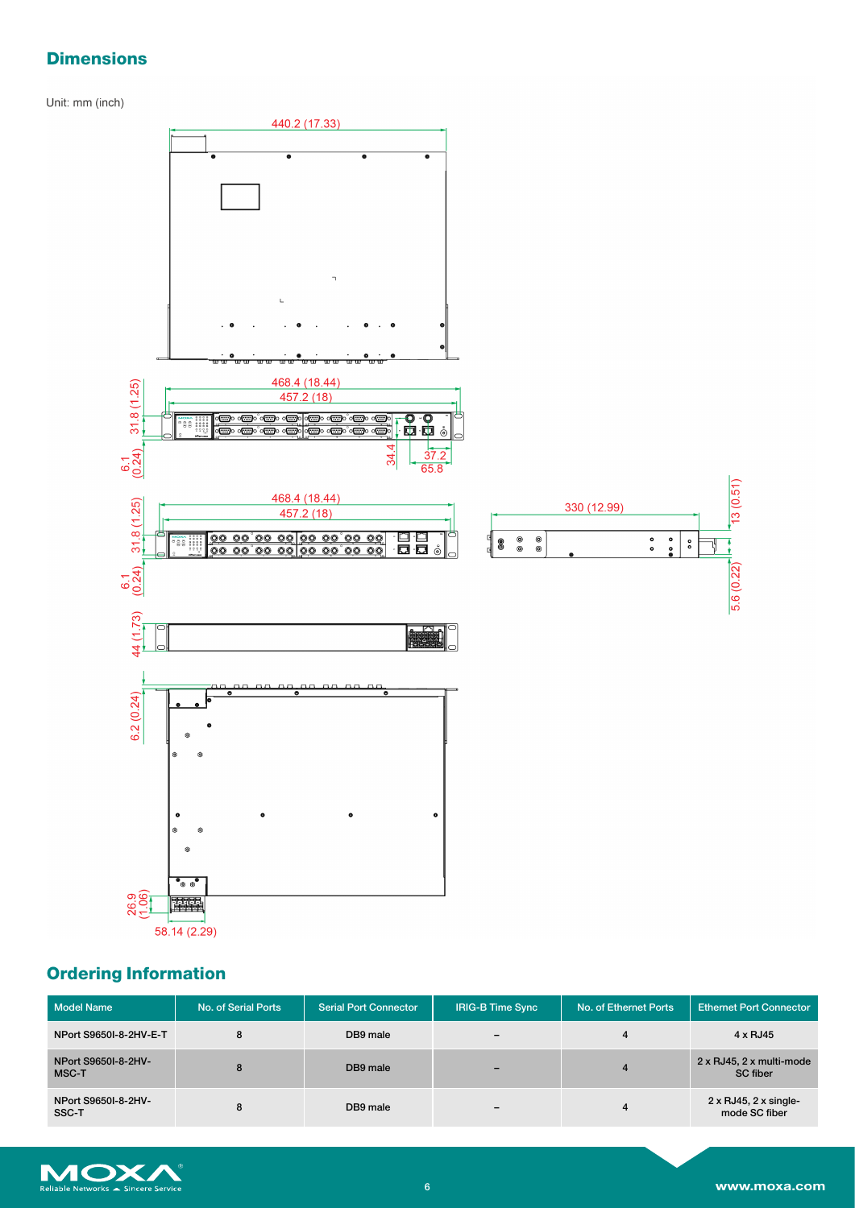## Dimensions

Unit: mm (inch)

## Ordering Information

| Model Name | No. of Serial Ports | Serial Port Connector | IRIG-B Time Sync | No. of Ethernet Ports | Ethernet Port Connector |
|---|---|---|---|---|---|
| NPort S9650I-8-2HV-E-T | 8 | DB9 male | – | 4 | 4 x RJ45 |
| NPort S9650I-8-2HV-MSC-T | 8 | DB9 male | – | 4 | 2 x RJ45, 2 x multi-mode SC fiber |
| NPort S9650I-8-2HV-SSC-T | 8 | DB9 male | – | 4 | 2 x RJ45, 2 x single-mode SC fiber |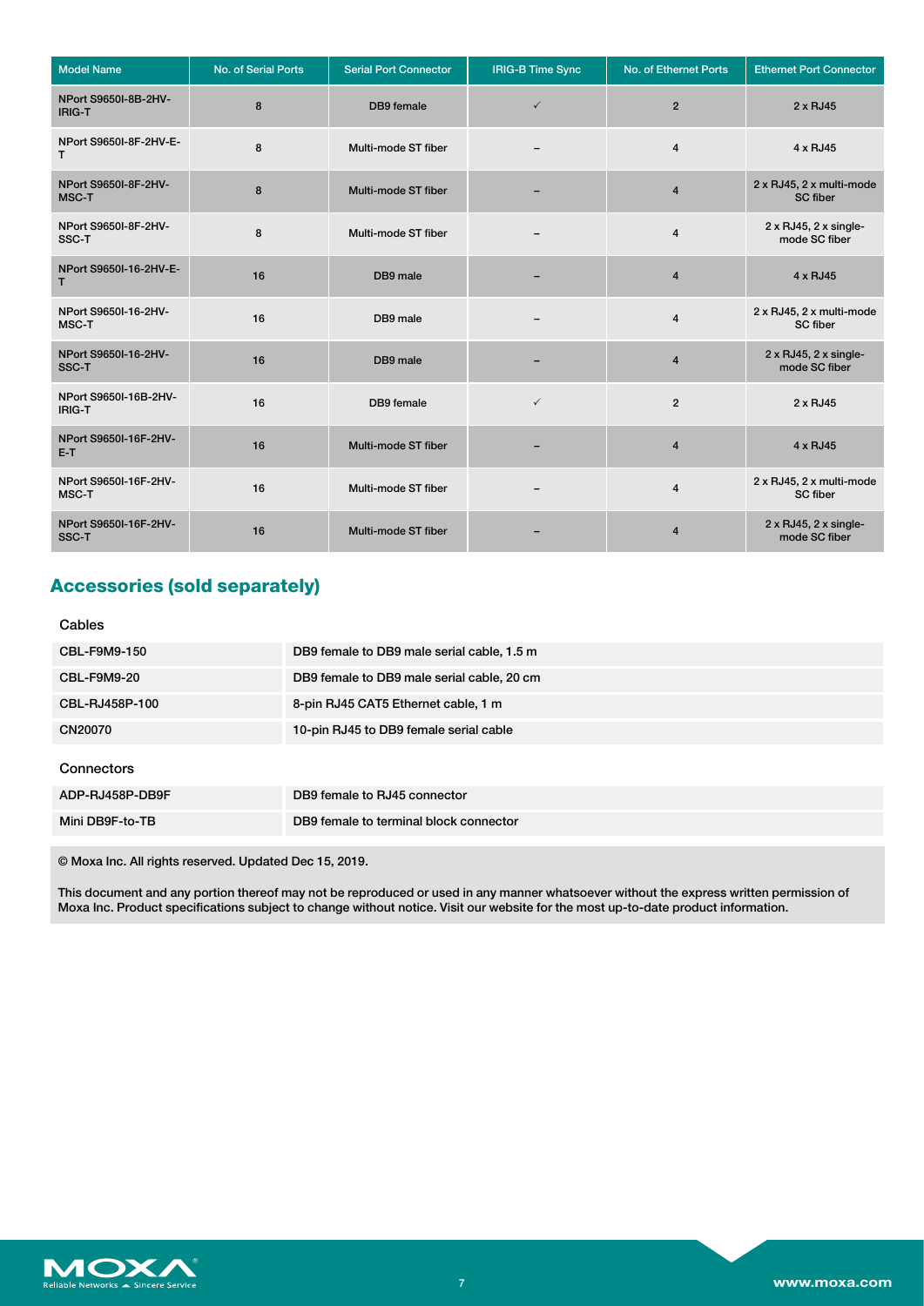| Model Name | No. of Serial Ports | Serial Port Connector | IRIG-B Time Sync | No. of Ethernet Ports | Ethernet Port Connector |
| --- | --- | --- | --- | --- | --- |
| NPort S9650I-8B-2HV-IRIG-T | 8 | DB9 female | ✓ | 2 | 2 x RJ45 |
| NPort S9650I-8F-2HV-E-T | 8 | Multi-mode ST fiber | – | 4 | 4 x RJ45 |
| NPort S9650I-8F-2HV-MSC-T | 8 | Multi-mode ST fiber | – | 4 | 2 x RJ45, 2 x multi-mode SC fiber |
| NPort S9650I-8F-2HV-SSC-T | 8 | Multi-mode ST fiber | – | 4 | 2 x RJ45, 2 x single-mode SC fiber |
| NPort S9650I-16-2HV-E-T | 16 | DB9 male | – | 4 | 4 x RJ45 |
| NPort S9650I-16-2HV-MSC-T | 16 | DB9 male | – | 4 | 2 x RJ45, 2 x multi-mode SC fiber |
| NPort S9650I-16-2HV-SSC-T | 16 | DB9 male | – | 4 | 2 x RJ45, 2 x single-mode SC fiber |
| NPort S9650I-16B-2HV-IRIG-T | 16 | DB9 female | ✓ | 2 | 2 x RJ45 |
| NPort S9650I-16F-2HV-E-T | 16 | Multi-mode ST fiber | – | 4 | 4 x RJ45 |
| NPort S9650I-16F-2HV-MSC-T | 16 | Multi-mode ST fiber | – | 4 | 2 x RJ45, 2 x multi-mode SC fiber |
| NPort S9650I-16F-2HV-SSC-T | 16 | Multi-mode ST fiber | – | 4 | 2 x RJ45, 2 x single-mode SC fiber |

## Accessories (sold separately)

**Cables**

| | |
| --- | --- |
| CBL-F9M9-150 | DB9 female to DB9 male serial cable, 1.5 m |
| CBL-F9M9-20 | DB9 female to DB9 male serial cable, 20 cm |
| CBL-RJ458P-100 | 8-pin RJ45 CAT5 Ethernet cable, 1 m |
| CN20070 | 10-pin RJ45 to DB9 female serial cable |

**Connectors**

| | |
| --- | --- |
| ADP-RJ458P-DB9F | DB9 female to RJ45 connector |
| Mini DB9F-to-TB | DB9 female to terminal block connector |

© Moxa Inc. All rights reserved. Updated Dec 15, 2019.

This document and any portion thereof may not be reproduced or used in any manner whatsoever without the express written permission of Moxa Inc. Product specifications subject to change without notice. Visit our website for the most up-to-date product information.